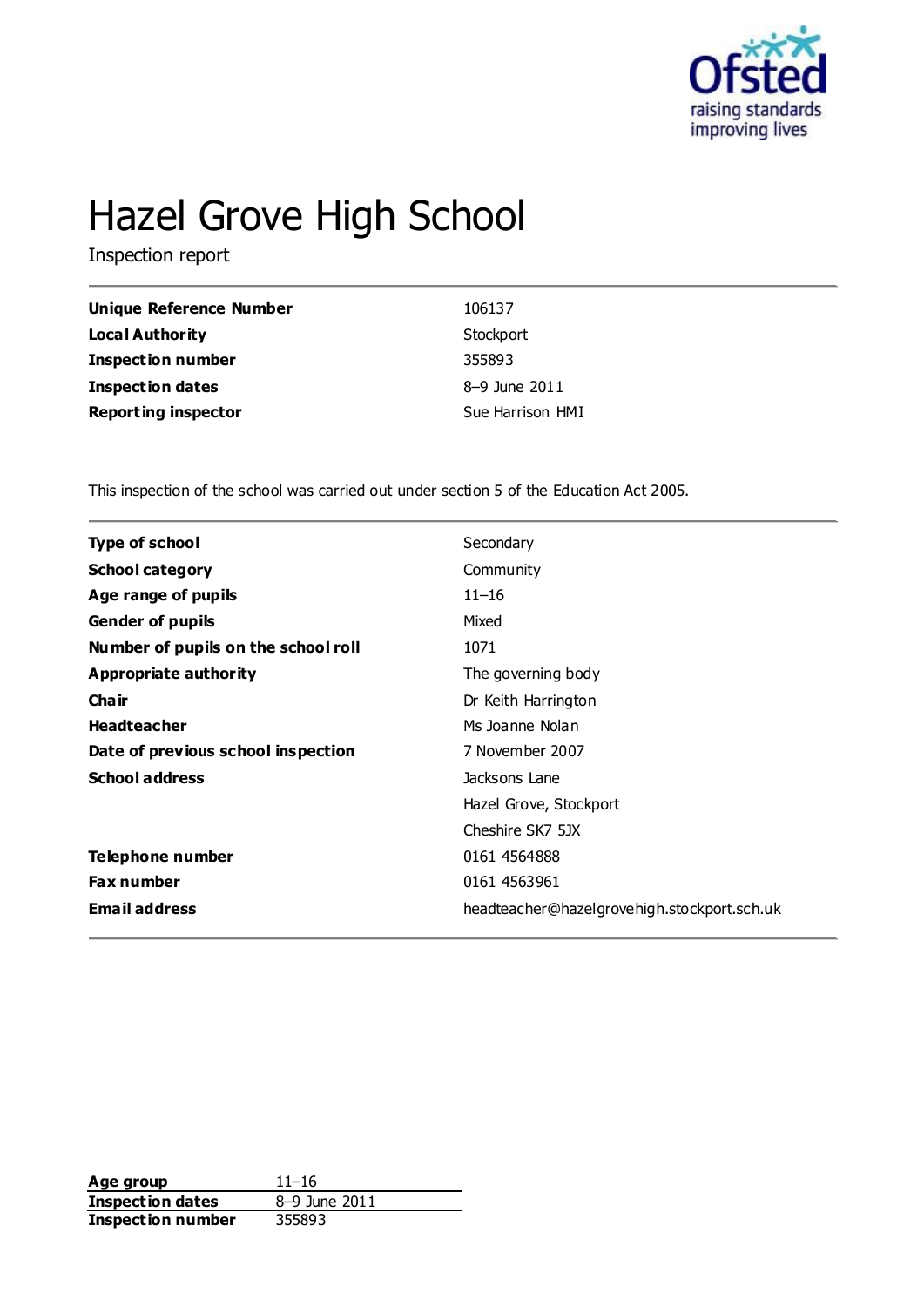# Hazel Grove High School

Inspection report

| | |
|---|---|
| **Unique Reference Number** | 106137 |
| **Local Authority** | Stockport |
| **Inspection number** | 355893 |
| **Inspection dates** | 8–9 June 2011 |
| **Reporting inspector** | Sue Harrison HMI |

This inspection of the school was carried out under section 5 of the Education Act 2005.

| | |
|---|---|
| **Type of school** | Secondary |
| **School category** | Community |
| **Age range of pupils** | 11–16 |
| **Gender of pupils** | Mixed |
| **Number of pupils on the school roll** | 1071 |
| **Appropriate authority** | The governing body |
| **Chair** | Dr Keith Harrington |
| **Headteacher** | Ms Joanne Nolan |
| **Date of previous school inspection** | 7 November 2007 |
| **School address** | Jacksons Lane<br>Hazel Grove, Stockport<br>Cheshire SK7 5JX |
| **Telephone number** | 0161 4564888 |
| **Fax number** | 0161 4563961 |
| **Email address** | headteacher@hazelgrovehigh.stockport.sch.uk |

| | |
|---|---|
| **Age group** | 11–16 |
| **Inspection dates** | 8–9 June 2011 |
| **Inspection number** | 355893 |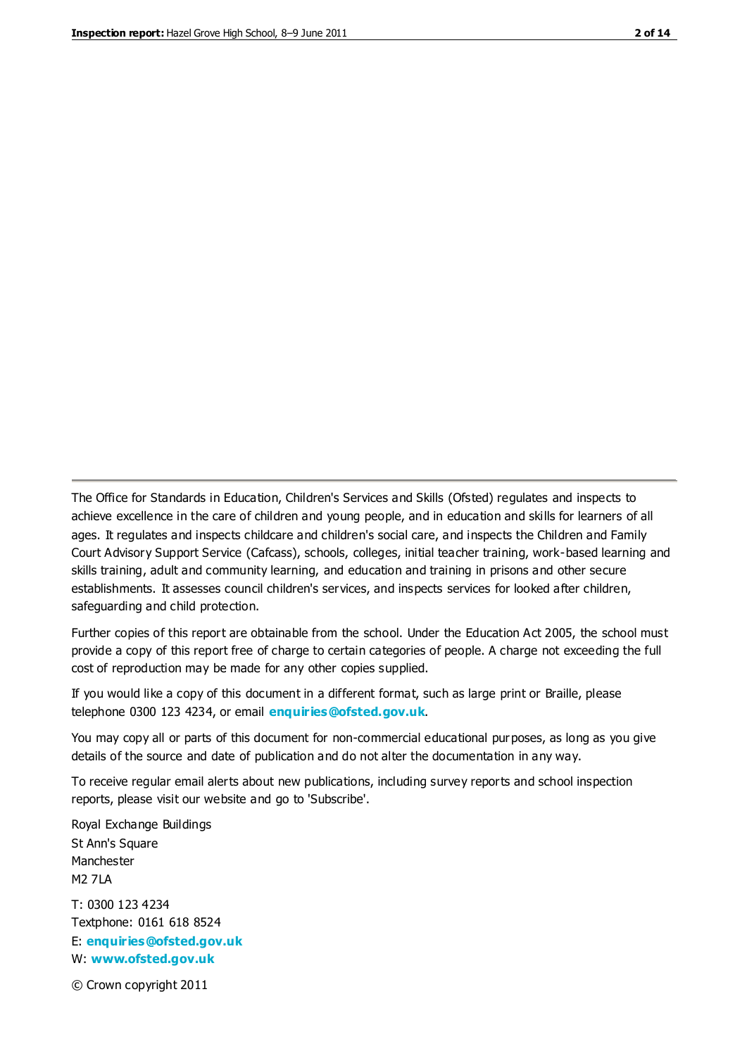The Office for Standards in Education, Children's Services and Skills (Ofsted) regulates and inspects to achieve excellence in the care of children and young people, and in education and skills for learners of all ages. It regulates and inspects childcare and children's social care, and inspects the Children and Family Court Advisory Support Service (Cafcass), schools, colleges, initial teacher training, work-based learning and skills training, adult and community learning, and education and training in prisons and other secure establishments. It assesses council children's services, and inspects services for looked after children, safeguarding and child protection.

Further copies of this report are obtainable from the school. Under the Education Act 2005, the school must provide a copy of this report free of charge to certain categories of people. A charge not exceeding the full cost of reproduction may be made for any other copies supplied.

If you would like a copy of this document in a different format, such as large print or Braille, please telephone 0300 123 4234, or email **enquiries@ofsted.gov.uk**.

You may copy all or parts of this document for non-commercial educational purposes, as long as you give details of the source and date of publication and do not alter the documentation in any way.

To receive regular email alerts about new publications, including survey reports and school inspection reports, please visit our website and go to 'Subscribe'.

Royal Exchange Buildings
St Ann's Square
Manchester
M2 7LA

T: 0300 123 4234
Textphone: 0161 618 8524
E: **enquiries@ofsted.gov.uk**
W: **www.ofsted.gov.uk**

© Crown copyright 2011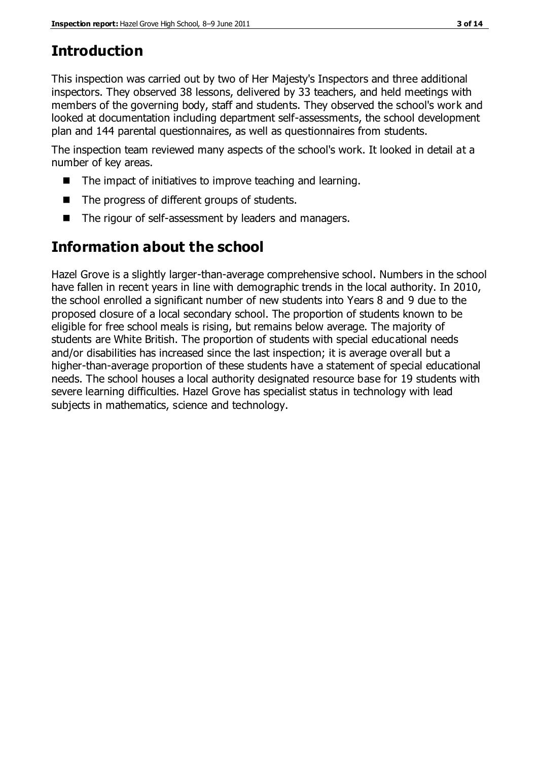# Introduction

This inspection was carried out by two of Her Majesty's Inspectors and three additional inspectors. They observed 38 lessons, delivered by 33 teachers, and held meetings with members of the governing body, staff and students. They observed the school's work and looked at documentation including department self-assessments, the school development plan and 144 parental questionnaires, as well as questionnaires from students.

The inspection team reviewed many aspects of the school's work. It looked in detail at a number of key areas.

- The impact of initiatives to improve teaching and learning.
- The progress of different groups of students.
- The rigour of self-assessment by leaders and managers.

# Information about the school

Hazel Grove is a slightly larger-than-average comprehensive school. Numbers in the school have fallen in recent years in line with demographic trends in the local authority. In 2010, the school enrolled a significant number of new students into Years 8 and 9 due to the proposed closure of a local secondary school. The proportion of students known to be eligible for free school meals is rising, but remains below average. The majority of students are White British. The proportion of students with special educational needs and/or disabilities has increased since the last inspection; it is average overall but a higher-than-average proportion of these students have a statement of special educational needs. The school houses a local authority designated resource base for 19 students with severe learning difficulties. Hazel Grove has specialist status in technology with lead subjects in mathematics, science and technology.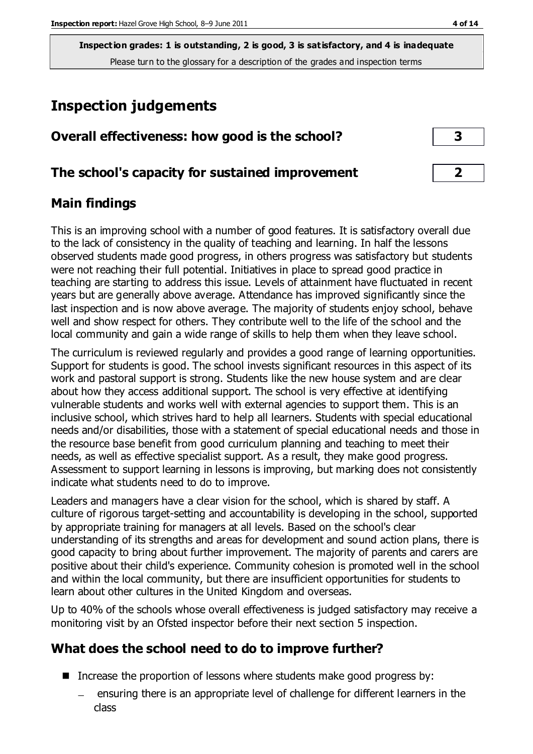**Inspection grades: 1 is outstanding, 2 is good, 3 is satisfactory, and 4 is inadequate**
Please turn to the glossary for a description of the grades and inspection terms

# Inspection judgements

| Overall effectiveness: how good is the school? | 3 |
|---|---|
| **The school's capacity for sustained improvement** | **2** |

## Main findings

This is an improving school with a number of good features. It is satisfactory overall due to the lack of consistency in the quality of teaching and learning. In half the lessons observed students made good progress, in others progress was satisfactory but students were not reaching their full potential. Initiatives in place to spread good practice in teaching are starting to address this issue. Levels of attainment have fluctuated in recent years but are generally above average. Attendance has improved significantly since the last inspection and is now above average. The majority of students enjoy school, behave well and show respect for others. They contribute well to the life of the school and the local community and gain a wide range of skills to help them when they leave school.

The curriculum is reviewed regularly and provides a good range of learning opportunities. Support for students is good. The school invests significant resources in this aspect of its work and pastoral support is strong. Students like the new house system and are clear about how they access additional support. The school is very effective at identifying vulnerable students and works well with external agencies to support them. This is an inclusive school, which strives hard to help all learners. Students with special educational needs and/or disabilities, those with a statement of special educational needs and those in the resource base benefit from good curriculum planning and teaching to meet their needs, as well as effective specialist support. As a result, they make good progress. Assessment to support learning in lessons is improving, but marking does not consistently indicate what students need to do to improve.

Leaders and managers have a clear vision for the school, which is shared by staff. A culture of rigorous target-setting and accountability is developing in the school, supported by appropriate training for managers at all levels. Based on the school's clear understanding of its strengths and areas for development and sound action plans, there is good capacity to bring about further improvement. The majority of parents and carers are positive about their child's experience. Community cohesion is promoted well in the school and within the local community, but there are insufficient opportunities for students to learn about other cultures in the United Kingdom and overseas.

Up to 40% of the schools whose overall effectiveness is judged satisfactory may receive a monitoring visit by an Ofsted inspector before their next section 5 inspection.

## What does the school need to do to improve further?

- Increase the proportion of lessons where students make good progress by:
  - ensuring there is an appropriate level of challenge for different learners in the class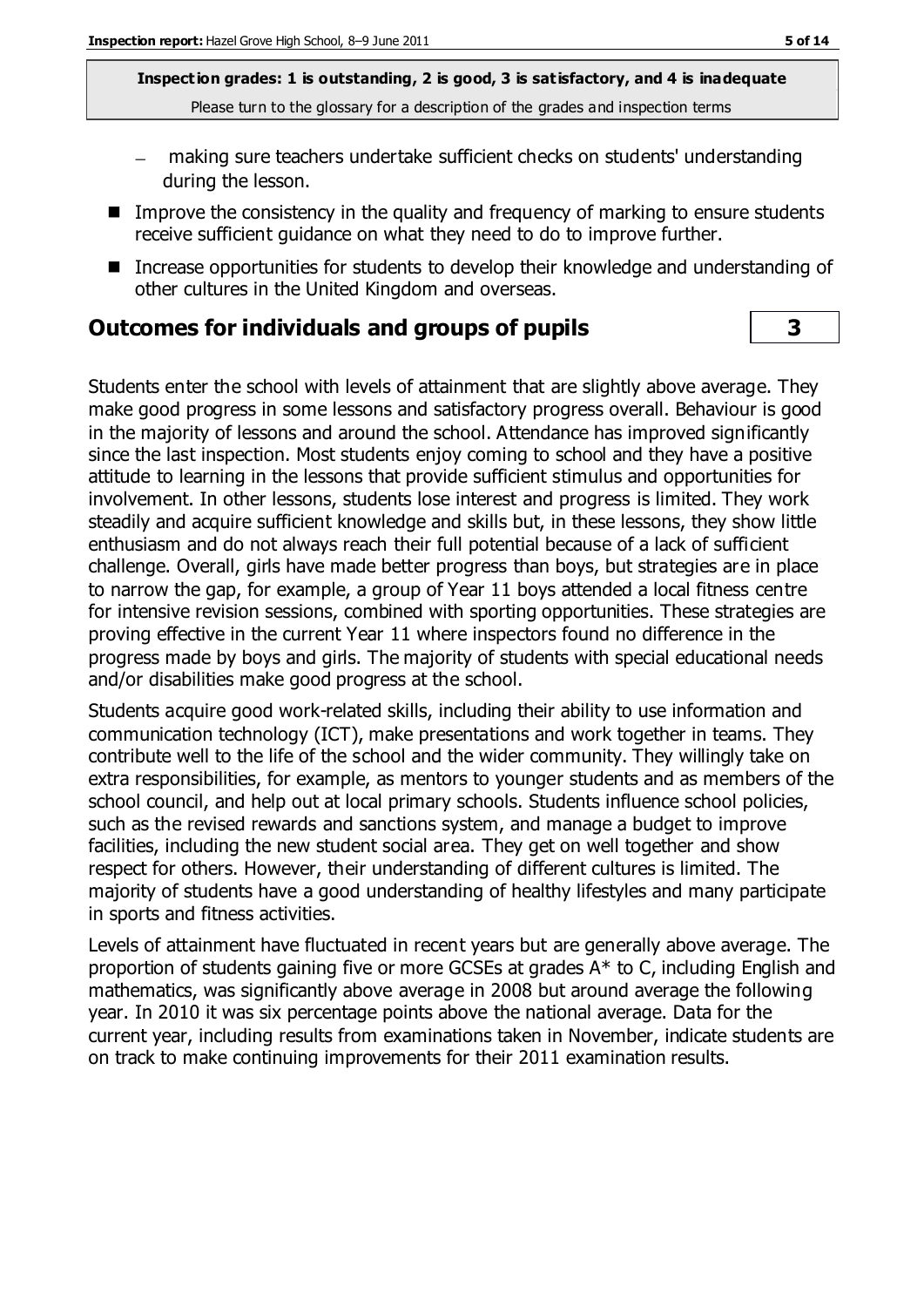**Inspection grades: 1 is outstanding, 2 is good, 3 is satisfactory, and 4 is inadequate**
Please turn to the glossary for a description of the grades and inspection terms

- making sure teachers undertake sufficient checks on students' understanding during the lesson.

- Improve the consistency in the quality and frequency of marking to ensure students receive sufficient guidance on what they need to do to improve further.
- Increase opportunities for students to develop their knowledge and understanding of other cultures in the United Kingdom and overseas.

## Outcomes for individuals and groups of pupils — 3

Students enter the school with levels of attainment that are slightly above average. They make good progress in some lessons and satisfactory progress overall. Behaviour is good in the majority of lessons and around the school. Attendance has improved significantly since the last inspection. Most students enjoy coming to school and they have a positive attitude to learning in the lessons that provide sufficient stimulus and opportunities for involvement. In other lessons, students lose interest and progress is limited. They work steadily and acquire sufficient knowledge and skills but, in these lessons, they show little enthusiasm and do not always reach their full potential because of a lack of sufficient challenge. Overall, girls have made better progress than boys, but strategies are in place to narrow the gap, for example, a group of Year 11 boys attended a local fitness centre for intensive revision sessions, combined with sporting opportunities. These strategies are proving effective in the current Year 11 where inspectors found no difference in the progress made by boys and girls. The majority of students with special educational needs and/or disabilities make good progress at the school.

Students acquire good work-related skills, including their ability to use information and communication technology (ICT), make presentations and work together in teams. They contribute well to the life of the school and the wider community. They willingly take on extra responsibilities, for example, as mentors to younger students and as members of the school council, and help out at local primary schools. Students influence school policies, such as the revised rewards and sanctions system, and manage a budget to improve facilities, including the new student social area. They get on well together and show respect for others. However, their understanding of different cultures is limited. The majority of students have a good understanding of healthy lifestyles and many participate in sports and fitness activities.

Levels of attainment have fluctuated in recent years but are generally above average. The proportion of students gaining five or more GCSEs at grades A* to C, including English and mathematics, was significantly above average in 2008 but around average the following year. In 2010 it was six percentage points above the national average. Data for the current year, including results from examinations taken in November, indicate students are on track to make continuing improvements for their 2011 examination results.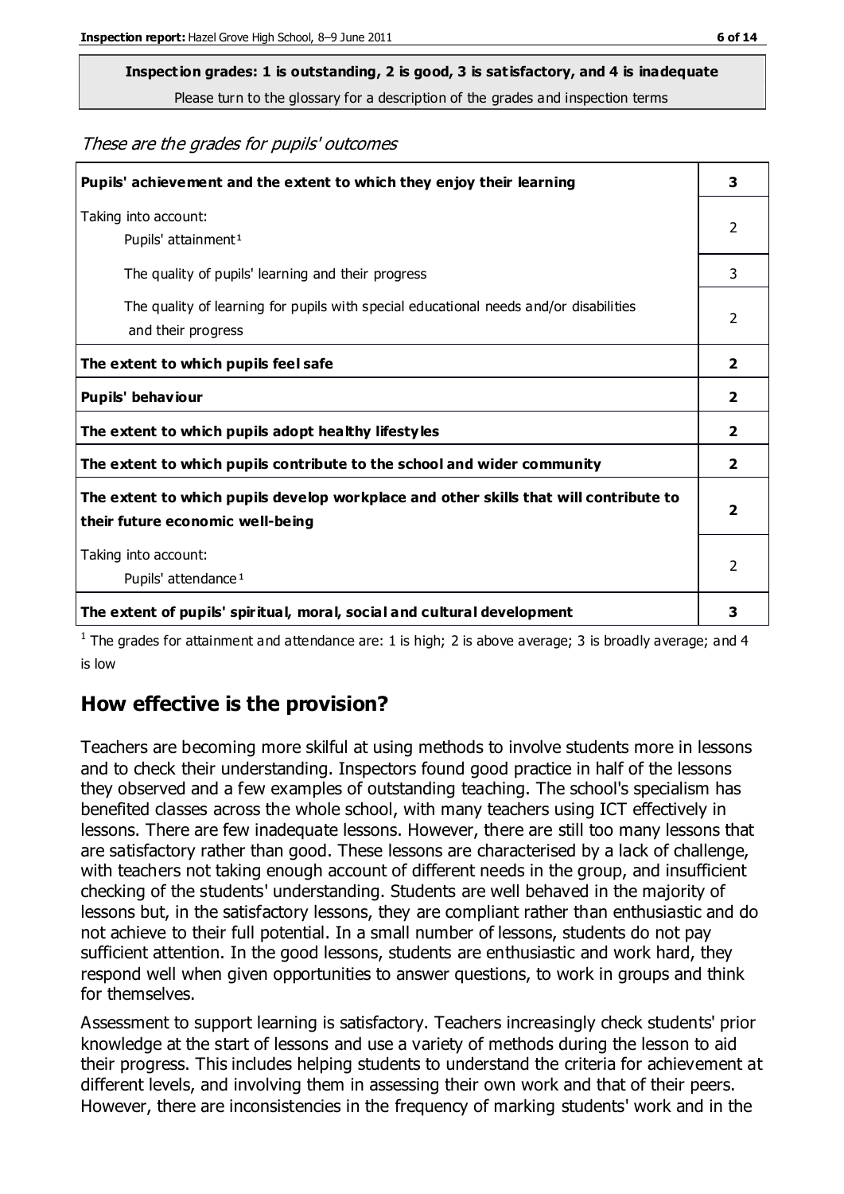**Inspection grades: 1 is outstanding, 2 is good, 3 is satisfactory, and 4 is inadequate**

Please turn to the glossary for a description of the grades and inspection terms

*These are the grades for pupils' outcomes*

| | |
|---|---|
| **Pupils' achievement and the extent to which they enjoy their learning** | **3** |
| Taking into account: Pupils' attainment[1] | 2 |
| The quality of pupils' learning and their progress | 3 |
| The quality of learning for pupils with special educational needs and/or disabilities and their progress | 2 |
| **The extent to which pupils feel safe** | **2** |
| **Pupils' behaviour** | **2** |
| **The extent to which pupils adopt healthy lifestyles** | **2** |
| **The extent to which pupils contribute to the school and wider community** | **2** |
| **The extent to which pupils develop workplace and other skills that will contribute to their future economic well-being** | **2** |
| Taking into account: Pupils' attendance[1] | 2 |
| **The extent of pupils' spiritual, moral, social and cultural development** | **3** |

[1] The grades for attainment and attendance are: 1 is high; 2 is above average; 3 is broadly average; and 4 is low

## How effective is the provision?

Teachers are becoming more skilful at using methods to involve students more in lessons and to check their understanding. Inspectors found good practice in half of the lessons they observed and a few examples of outstanding teaching. The school's specialism has benefited classes across the whole school, with many teachers using ICT effectively in lessons. There are few inadequate lessons. However, there are still too many lessons that are satisfactory rather than good. These lessons are characterised by a lack of challenge, with teachers not taking enough account of different needs in the group, and insufficient checking of the students' understanding. Students are well behaved in the majority of lessons but, in the satisfactory lessons, they are compliant rather than enthusiastic and do not achieve to their full potential. In a small number of lessons, students do not pay sufficient attention. In the good lessons, students are enthusiastic and work hard, they respond well when given opportunities to answer questions, to work in groups and think for themselves.

Assessment to support learning is satisfactory. Teachers increasingly check students' prior knowledge at the start of lessons and use a variety of methods during the lesson to aid their progress. This includes helping students to understand the criteria for achievement at different levels, and involving them in assessing their own work and that of their peers. However, there are inconsistencies in the frequency of marking students' work and in the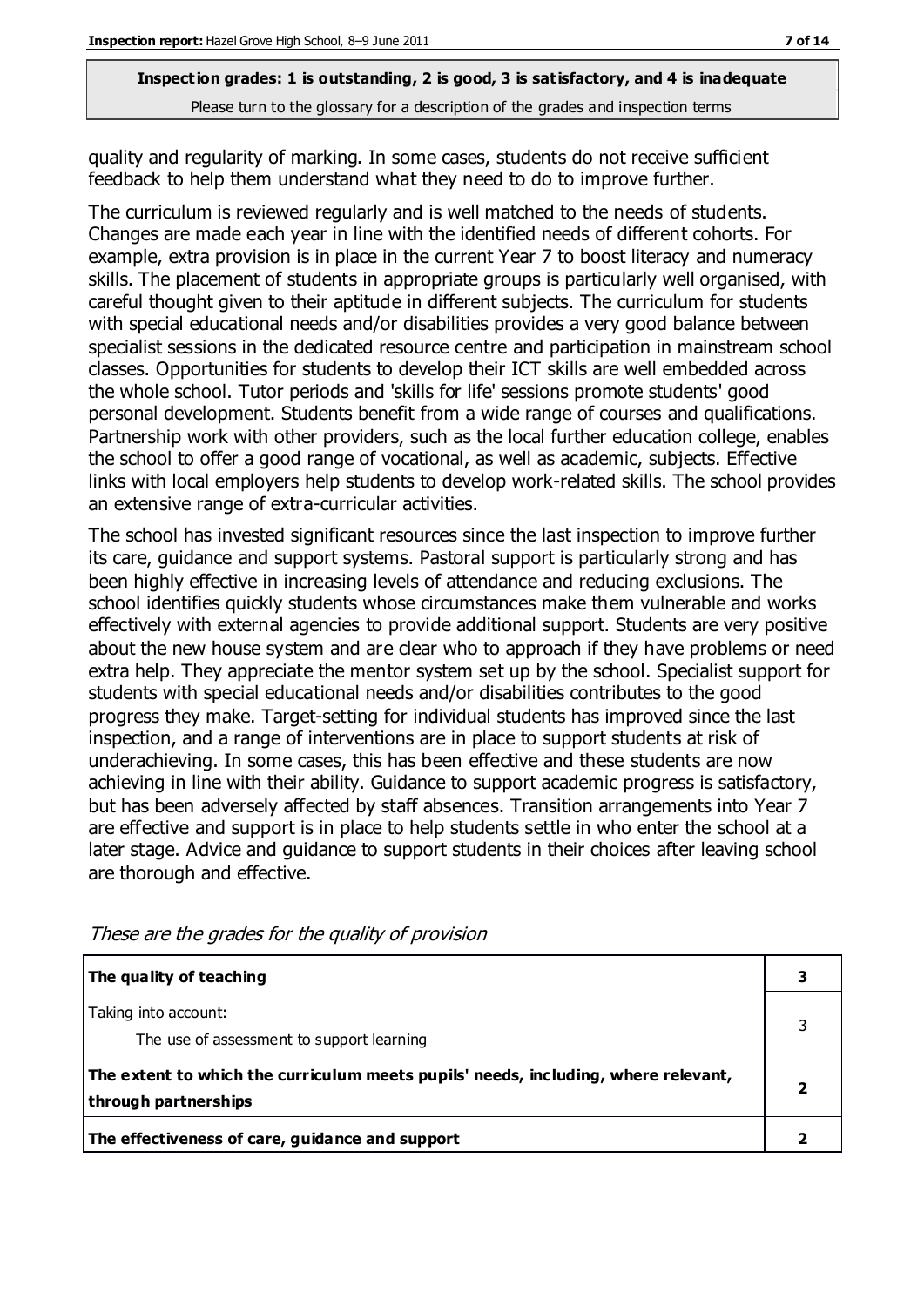**Inspection grades: 1 is outstanding, 2 is good, 3 is satisfactory, and 4 is inadequate**
Please turn to the glossary for a description of the grades and inspection terms

quality and regularity of marking. In some cases, students do not receive sufficient feedback to help them understand what they need to do to improve further.

The curriculum is reviewed regularly and is well matched to the needs of students. Changes are made each year in line with the identified needs of different cohorts. For example, extra provision is in place in the current Year 7 to boost literacy and numeracy skills. The placement of students in appropriate groups is particularly well organised, with careful thought given to their aptitude in different subjects. The curriculum for students with special educational needs and/or disabilities provides a very good balance between specialist sessions in the dedicated resource centre and participation in mainstream school classes. Opportunities for students to develop their ICT skills are well embedded across the whole school. Tutor periods and 'skills for life' sessions promote students' good personal development. Students benefit from a wide range of courses and qualifications. Partnership work with other providers, such as the local further education college, enables the school to offer a good range of vocational, as well as academic, subjects. Effective links with local employers help students to develop work-related skills. The school provides an extensive range of extra-curricular activities.

The school has invested significant resources since the last inspection to improve further its care, guidance and support systems. Pastoral support is particularly strong and has been highly effective in increasing levels of attendance and reducing exclusions. The school identifies quickly students whose circumstances make them vulnerable and works effectively with external agencies to provide additional support. Students are very positive about the new house system and are clear who to approach if they have problems or need extra help. They appreciate the mentor system set up by the school. Specialist support for students with special educational needs and/or disabilities contributes to the good progress they make. Target-setting for individual students has improved since the last inspection, and a range of interventions are in place to support students at risk of underachieving. In some cases, this has been effective and these students are now achieving in line with their ability. Guidance to support academic progress is satisfactory, but has been adversely affected by staff absences. Transition arrangements into Year 7 are effective and support is in place to help students settle in who enter the school at a later stage. Advice and guidance to support students in their choices after leaving school are thorough and effective.

*These are the grades for the quality of provision*

| | |
|---|---|
| **The quality of teaching** | **3** |
| Taking into account:<br>The use of assessment to support learning | 3 |
| **The extent to which the curriculum meets pupils' needs, including, where relevant, through partnerships** | **2** |
| **The effectiveness of care, guidance and support** | **2** |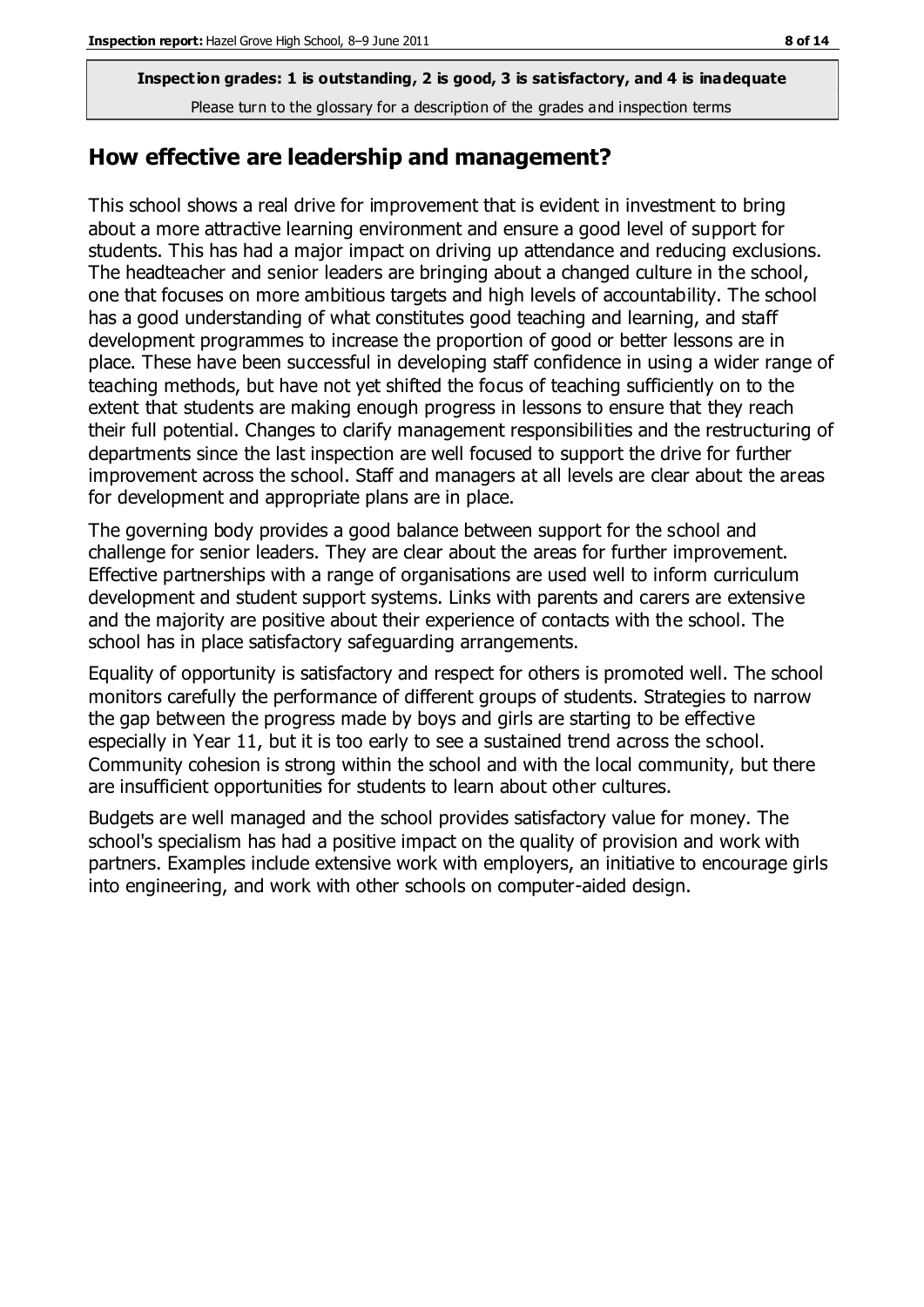**Inspection grades: 1 is outstanding, 2 is good, 3 is satisfactory, and 4 is inadequate**
Please turn to the glossary for a description of the grades and inspection terms

## How effective are leadership and management?

This school shows a real drive for improvement that is evident in investment to bring about a more attractive learning environment and ensure a good level of support for students. This has had a major impact on driving up attendance and reducing exclusions. The headteacher and senior leaders are bringing about a changed culture in the school, one that focuses on more ambitious targets and high levels of accountability. The school has a good understanding of what constitutes good teaching and learning, and staff development programmes to increase the proportion of good or better lessons are in place. These have been successful in developing staff confidence in using a wider range of teaching methods, but have not yet shifted the focus of teaching sufficiently on to the extent that students are making enough progress in lessons to ensure that they reach their full potential. Changes to clarify management responsibilities and the restructuring of departments since the last inspection are well focused to support the drive for further improvement across the school. Staff and managers at all levels are clear about the areas for development and appropriate plans are in place.

The governing body provides a good balance between support for the school and challenge for senior leaders. They are clear about the areas for further improvement. Effective partnerships with a range of organisations are used well to inform curriculum development and student support systems. Links with parents and carers are extensive and the majority are positive about their experience of contacts with the school. The school has in place satisfactory safeguarding arrangements.

Equality of opportunity is satisfactory and respect for others is promoted well. The school monitors carefully the performance of different groups of students. Strategies to narrow the gap between the progress made by boys and girls are starting to be effective especially in Year 11, but it is too early to see a sustained trend across the school. Community cohesion is strong within the school and with the local community, but there are insufficient opportunities for students to learn about other cultures.

Budgets are well managed and the school provides satisfactory value for money. The school's specialism has had a positive impact on the quality of provision and work with partners. Examples include extensive work with employers, an initiative to encourage girls into engineering, and work with other schools on computer-aided design.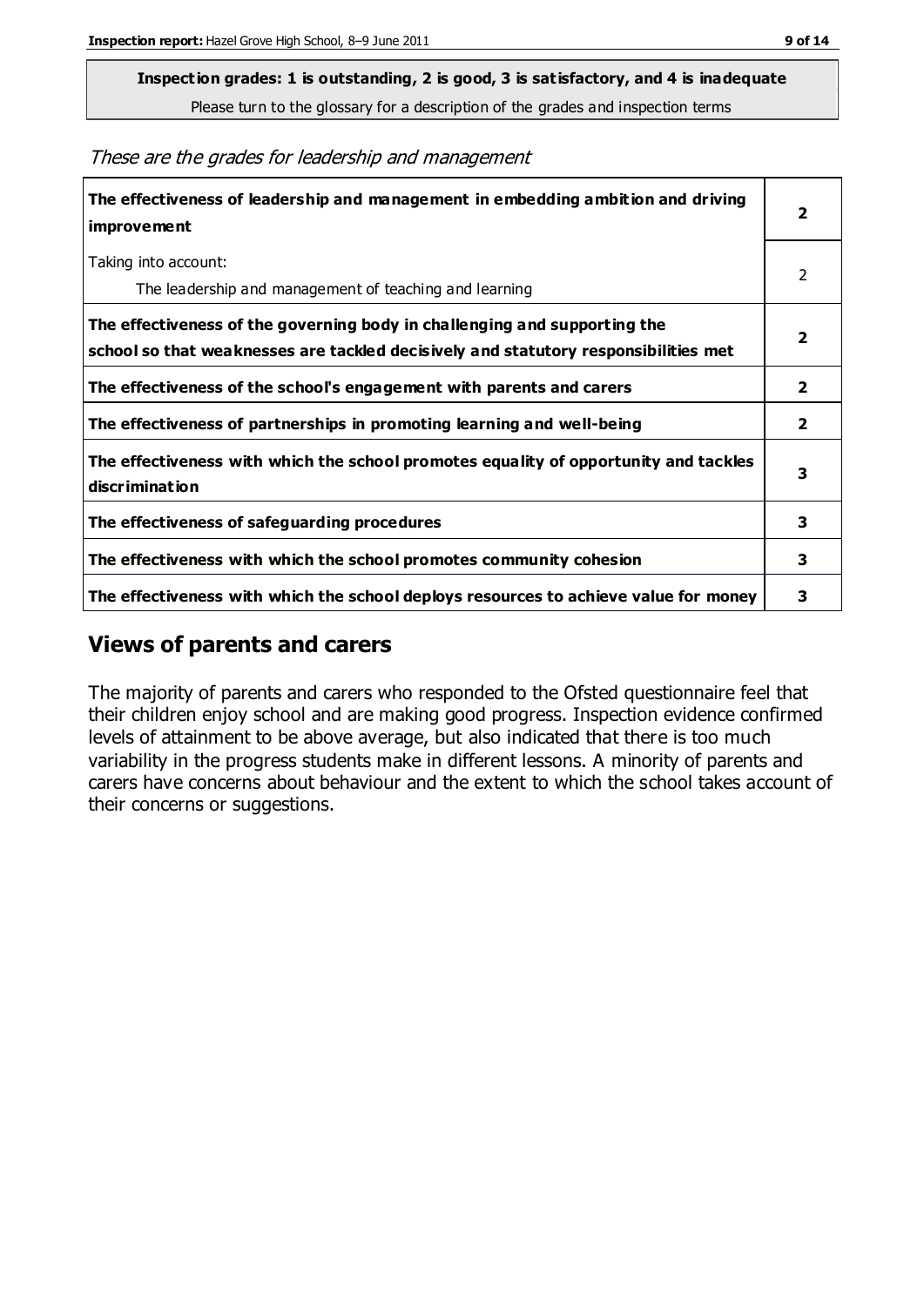**Inspection grades: 1 is outstanding, 2 is good, 3 is satisfactory, and 4 is inadequate**
Please turn to the glossary for a description of the grades and inspection terms

*These are the grades for leadership and management*

| | |
|---|---|
| **The effectiveness of leadership and management in embedding ambition and driving improvement** | **2** |
| Taking into account:<br>The leadership and management of teaching and learning | 2 |
| **The effectiveness of the governing body in challenging and supporting the school so that weaknesses are tackled decisively and statutory responsibilities met** | **2** |
| **The effectiveness of the school's engagement with parents and carers** | **2** |
| **The effectiveness of partnerships in promoting learning and well-being** | **2** |
| **The effectiveness with which the school promotes equality of opportunity and tackles discrimination** | **3** |
| **The effectiveness of safeguarding procedures** | **3** |
| **The effectiveness with which the school promotes community cohesion** | **3** |
| **The effectiveness with which the school deploys resources to achieve value for money** | **3** |

## Views of parents and carers

The majority of parents and carers who responded to the Ofsted questionnaire feel that their children enjoy school and are making good progress. Inspection evidence confirmed levels of attainment to be above average, but also indicated that there is too much variability in the progress students make in different lessons. A minority of parents and carers have concerns about behaviour and the extent to which the school takes account of their concerns or suggestions.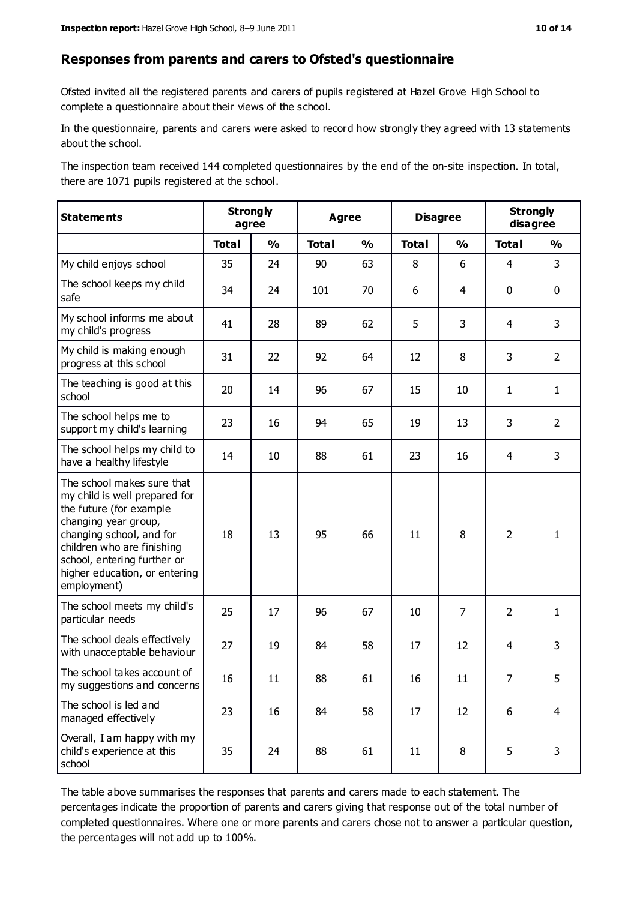## Responses from parents and carers to Ofsted's questionnaire

Ofsted invited all the registered parents and carers of pupils registered at Hazel Grove High School to complete a questionnaire about their views of the school.

In the questionnaire, parents and carers were asked to record how strongly they agreed with 13 statements about the school.

The inspection team received 144 completed questionnaires by the end of the on-site inspection. In total, there are 1071 pupils registered at the school.

| Statements | Strongly agree | | Agree | | Disagree | | Strongly disagree | |
|---|---|---|---|---|---|---|---|---|
| | Total | % | Total | % | Total | % | Total | % |
| My child enjoys school | 35 | 24 | 90 | 63 | 8 | 6 | 4 | 3 |
| The school keeps my child safe | 34 | 24 | 101 | 70 | 6 | 4 | 0 | 0 |
| My school informs me about my child's progress | 41 | 28 | 89 | 62 | 5 | 3 | 4 | 3 |
| My child is making enough progress at this school | 31 | 22 | 92 | 64 | 12 | 8 | 3 | 2 |
| The teaching is good at this school | 20 | 14 | 96 | 67 | 15 | 10 | 1 | 1 |
| The school helps me to support my child's learning | 23 | 16 | 94 | 65 | 19 | 13 | 3 | 2 |
| The school helps my child to have a healthy lifestyle | 14 | 10 | 88 | 61 | 23 | 16 | 4 | 3 |
| The school makes sure that my child is well prepared for the future (for example changing year group, changing school, and for children who are finishing school, entering further or higher education, or entering employment) | 18 | 13 | 95 | 66 | 11 | 8 | 2 | 1 |
| The school meets my child's particular needs | 25 | 17 | 96 | 67 | 10 | 7 | 2 | 1 |
| The school deals effectively with unacceptable behaviour | 27 | 19 | 84 | 58 | 17 | 12 | 4 | 3 |
| The school takes account of my suggestions and concerns | 16 | 11 | 88 | 61 | 16 | 11 | 7 | 5 |
| The school is led and managed effectively | 23 | 16 | 84 | 58 | 17 | 12 | 6 | 4 |
| Overall, I am happy with my child's experience at this school | 35 | 24 | 88 | 61 | 11 | 8 | 5 | 3 |

The table above summarises the responses that parents and carers made to each statement. The percentages indicate the proportion of parents and carers giving that response out of the total number of completed questionnaires. Where one or more parents and carers chose not to answer a particular question, the percentages will not add up to 100%.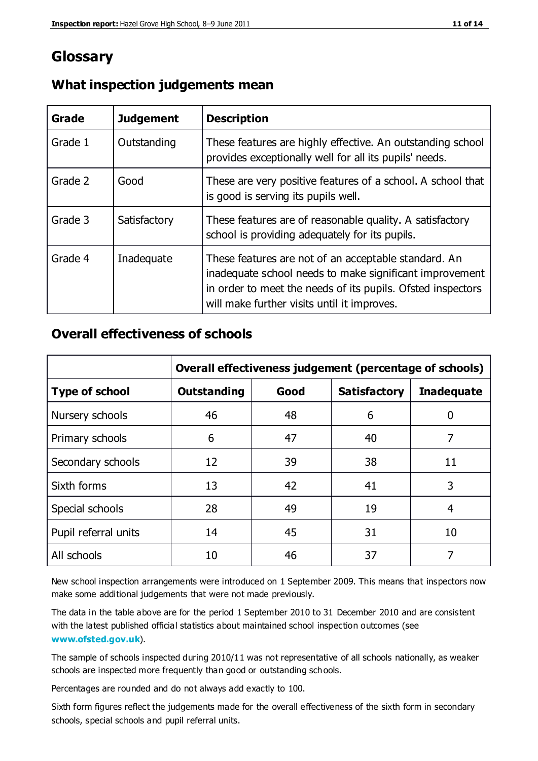# Glossary

## What inspection judgements mean

| Grade | Judgement | Description |
|---|---|---|
| Grade 1 | Outstanding | These features are highly effective. An outstanding school provides exceptionally well for all its pupils' needs. |
| Grade 2 | Good | These are very positive features of a school. A school that is good is serving its pupils well. |
| Grade 3 | Satisfactory | These features are of reasonable quality. A satisfactory school is providing adequately for its pupils. |
| Grade 4 | Inadequate | These features are not of an acceptable standard. An inadequate school needs to make significant improvement in order to meet the needs of its pupils. Ofsted inspectors will make further visits until it improves. |

## Overall effectiveness of schools

| | Overall effectiveness judgement (percentage of schools) | | | |
|---|---|---|---|---|
| **Type of school** | **Outstanding** | **Good** | **Satisfactory** | **Inadequate** |
| Nursery schools | 46 | 48 | 6 | 0 |
| Primary schools | 6 | 47 | 40 | 7 |
| Secondary schools | 12 | 39 | 38 | 11 |
| Sixth forms | 13 | 42 | 41 | 3 |
| Special schools | 28 | 49 | 19 | 4 |
| Pupil referral units | 14 | 45 | 31 | 10 |
| All schools | 10 | 46 | 37 | 7 |

New school inspection arrangements were introduced on 1 September 2009. This means that inspectors now make some additional judgements that were not made previously.

The data in the table above are for the period 1 September 2010 to 31 December 2010 and are consistent with the latest published official statistics about maintained school inspection outcomes (see **www.ofsted.gov.uk**).

The sample of schools inspected during 2010/11 was not representative of all schools nationally, as weaker schools are inspected more frequently than good or outstanding schools.

Percentages are rounded and do not always add exactly to 100.

Sixth form figures reflect the judgements made for the overall effectiveness of the sixth form in secondary schools, special schools and pupil referral units.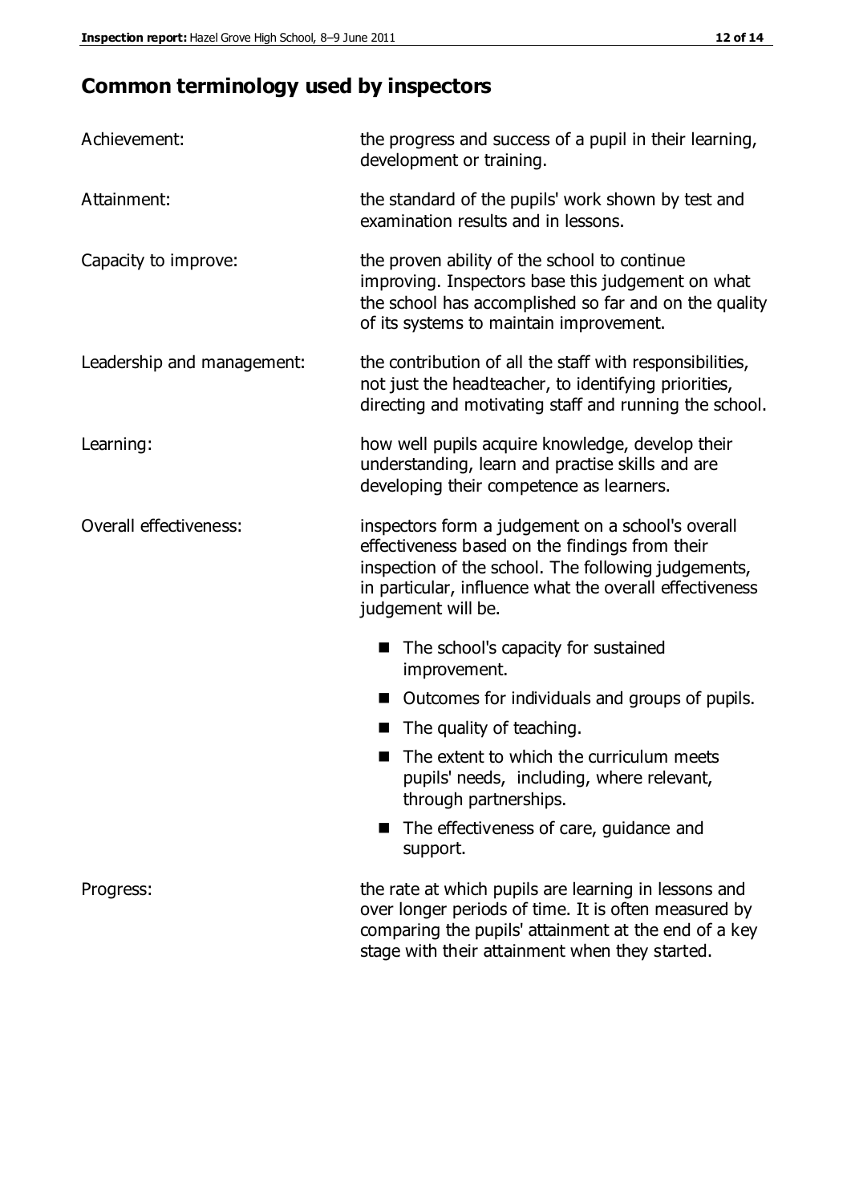## Common terminology used by inspectors

| | |
|---|---|
| Achievement: | the progress and success of a pupil in their learning, development or training. |
| Attainment: | the standard of the pupils' work shown by test and examination results and in lessons. |
| Capacity to improve: | the proven ability of the school to continue improving. Inspectors base this judgement on what the school has accomplished so far and on the quality of its systems to maintain improvement. |
| Leadership and management: | the contribution of all the staff with responsibilities, not just the headteacher, to identifying priorities, directing and motivating staff and running the school. |
| Learning: | how well pupils acquire knowledge, develop their understanding, learn and practise skills and are developing their competence as learners. |
| Overall effectiveness: | inspectors form a judgement on a school's overall effectiveness based on the findings from their inspection of the school. The following judgements, in particular, influence what the overall effectiveness judgement will be. |

- The school's capacity for sustained improvement.
- Outcomes for individuals and groups of pupils.
- The quality of teaching.
- The extent to which the curriculum meets pupils' needs, including, where relevant, through partnerships.
- The effectiveness of care, guidance and support.

| | |
|---|---|
| Progress: | the rate at which pupils are learning in lessons and over longer periods of time. It is often measured by comparing the pupils' attainment at the end of a key stage with their attainment when they started. |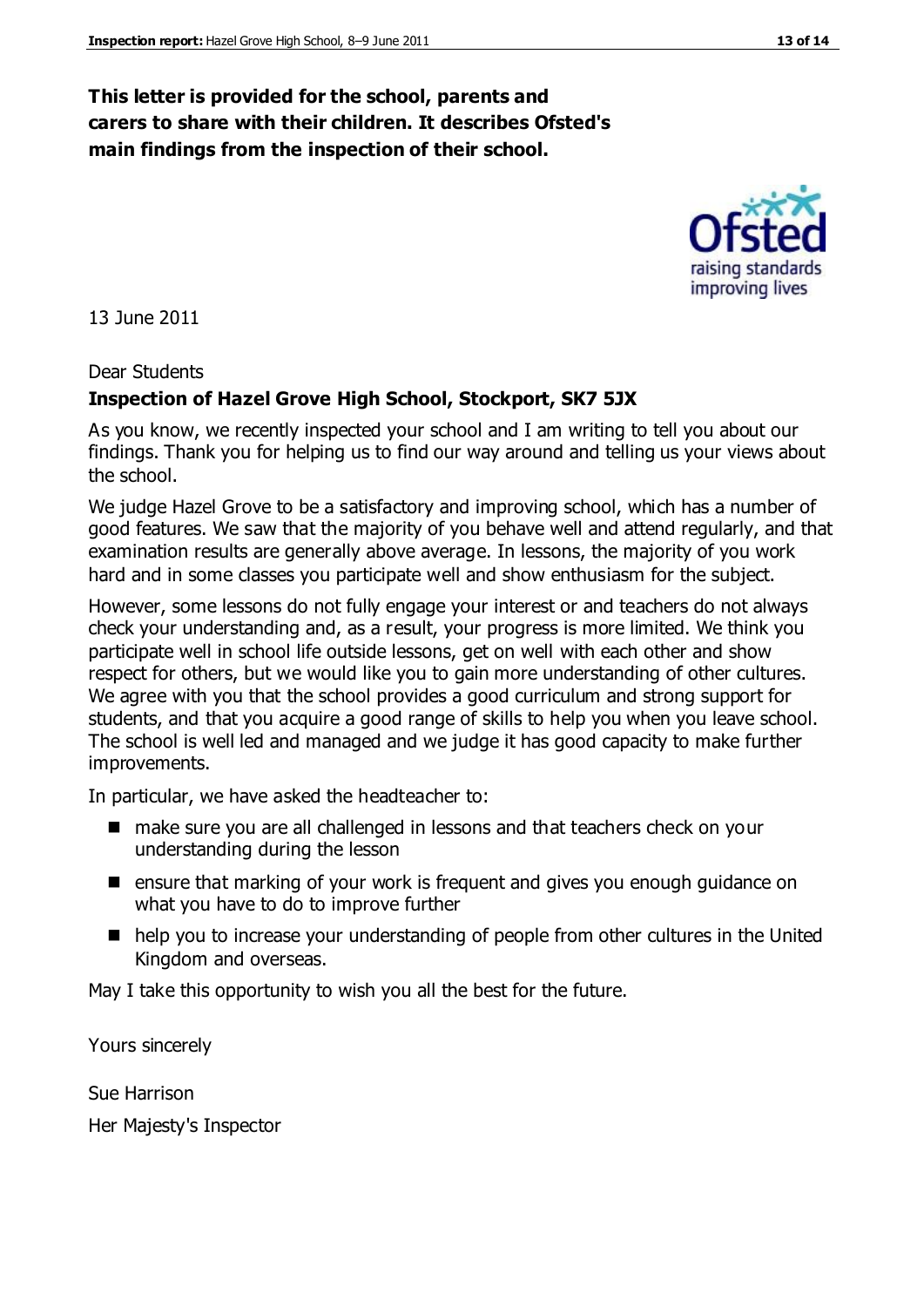**This letter is provided for the school, parents and carers to share with their children. It describes Ofsted's main findings from the inspection of their school.**

13 June 2011

Dear Students

**Inspection of Hazel Grove High School, Stockport, SK7 5JX**

As you know, we recently inspected your school and I am writing to tell you about our findings. Thank you for helping us to find our way around and telling us your views about the school.

We judge Hazel Grove to be a satisfactory and improving school, which has a number of good features. We saw that the majority of you behave well and attend regularly, and that examination results are generally above average. In lessons, the majority of you work hard and in some classes you participate well and show enthusiasm for the subject.

However, some lessons do not fully engage your interest or and teachers do not always check your understanding and, as a result, your progress is more limited. We think you participate well in school life outside lessons, get on well with each other and show respect for others, but we would like you to gain more understanding of other cultures. We agree with you that the school provides a good curriculum and strong support for students, and that you acquire a good range of skills to help you when you leave school. The school is well led and managed and we judge it has good capacity to make further improvements.

In particular, we have asked the headteacher to:

- make sure you are all challenged in lessons and that teachers check on your understanding during the lesson
- ensure that marking of your work is frequent and gives you enough guidance on what you have to do to improve further
- help you to increase your understanding of people from other cultures in the United Kingdom and overseas.

May I take this opportunity to wish you all the best for the future.

Yours sincerely

Sue Harrison

Her Majesty's Inspector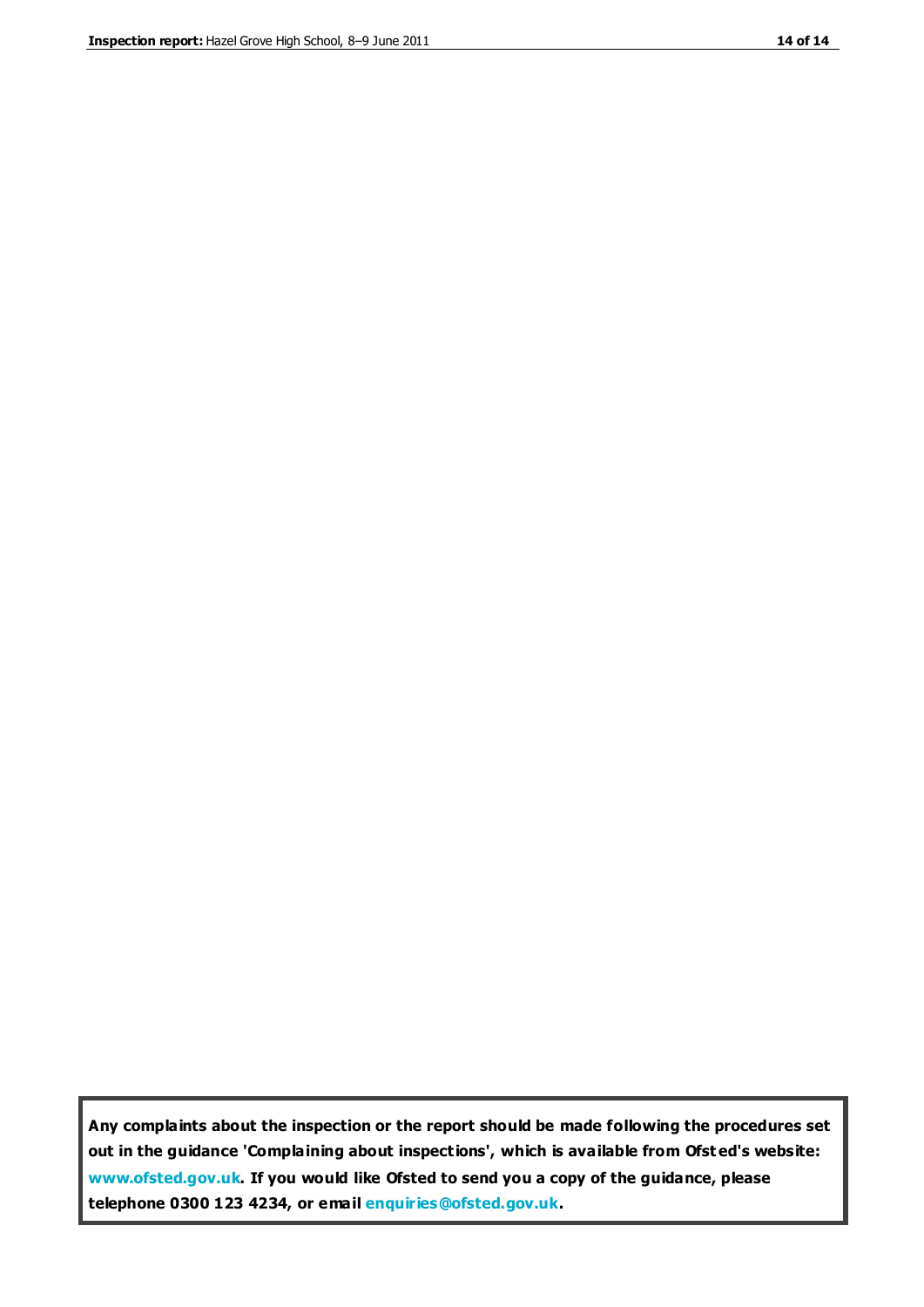**Any complaints about the inspection or the report should be made following the procedures set out in the guidance 'Complaining about inspections', which is available from Ofsted's website: www.ofsted.gov.uk. If you would like Ofsted to send you a copy of the guidance, please telephone 0300 123 4234, or email enquiries@ofsted.gov.uk.**